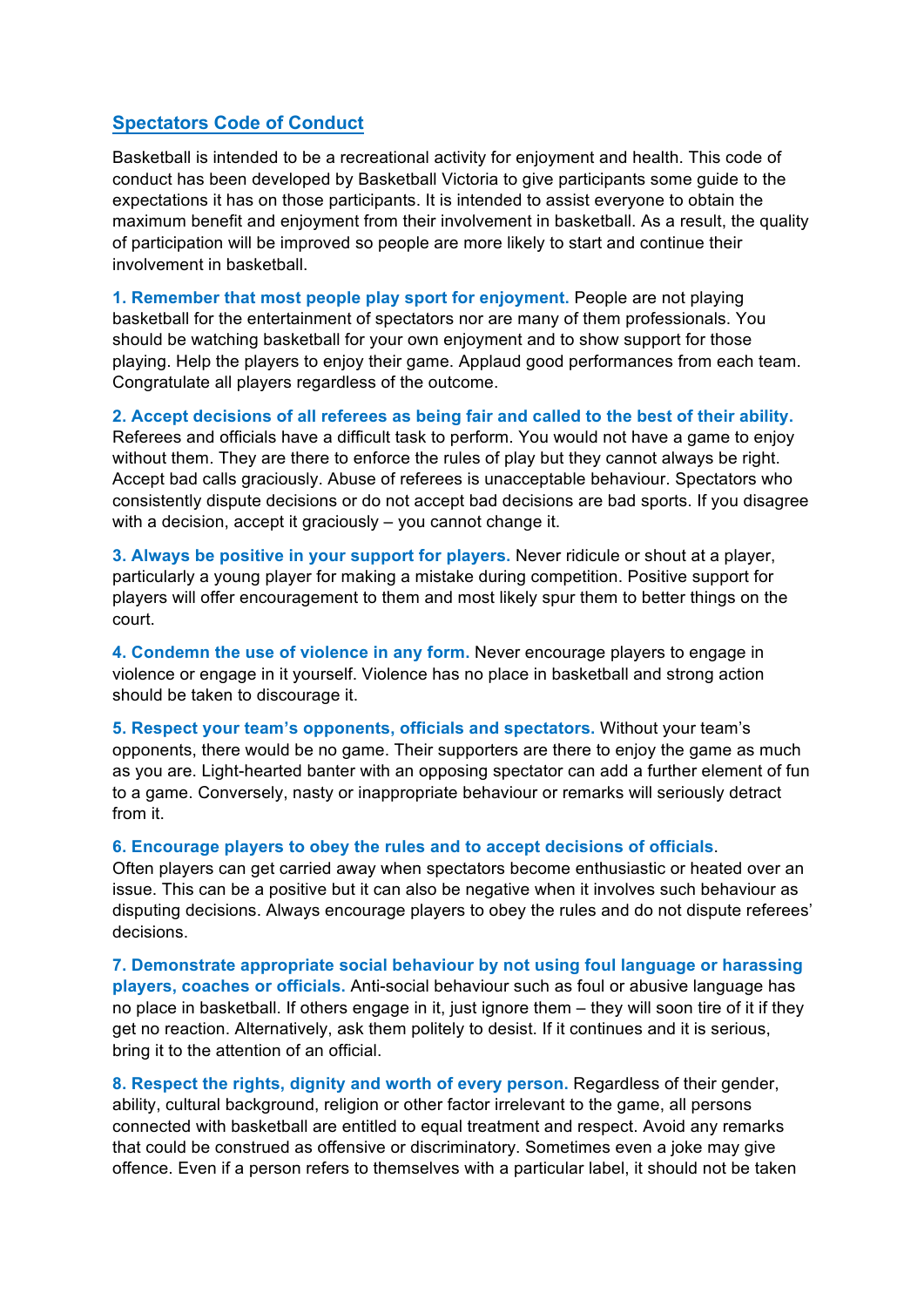## Spectators Code of Conduct

Basketball is intended to be a recreational activity for enjoyment and health. This code of conduct has been developed by Basketball Victoria to give participants some guide to the expectations it has on those participants. It is intended to assist everyone to obtain the maximum benefit and enjoyment from their involvement in basketball. As a result, the quality of participation will be improved so people are more likely to start and continue their involvement in basketball.

**1. Remember that most people play sport for enjoyment.** People are not playing basketball for the entertainment of spectators nor are many of them professionals. You should be watching basketball for your own enjoyment and to show support for those playing. Help the players to enjoy their game. Applaud good performances from each team. Congratulate all players regardless of the outcome.

**2. Accept decisions of all referees as being fair and called to the best of their ability.** Referees and officials have a difficult task to perform. You would not have a game to enjoy without them. They are there to enforce the rules of play but they cannot always be right. Accept bad calls graciously. Abuse of referees is unacceptable behaviour. Spectators who consistently dispute decisions or do not accept bad decisions are bad sports. If you disagree with a decision, accept it graciously – you cannot change it.

**3. Always be positive in your support for players.** Never ridicule or shout at a player, particularly a young player for making a mistake during competition. Positive support for players will offer encouragement to them and most likely spur them to better things on the court.

**4. Condemn the use of violence in any form.** Never encourage players to engage in violence or engage in it yourself. Violence has no place in basketball and strong action should be taken to discourage it.

**5. Respect your team's opponents, officials and spectators.** Without your team's opponents, there would be no game. Their supporters are there to enjoy the game as much as you are. Light-hearted banter with an opposing spectator can add a further element of fun to a game. Conversely, nasty or inappropriate behaviour or remarks will seriously detract from it.

**6. Encourage players to obey the rules and to accept decisions of officials**.
Often players can get carried away when spectators become enthusiastic or heated over an issue. This can be a positive but it can also be negative when it involves such behaviour as disputing decisions. Always encourage players to obey the rules and do not dispute referees' decisions.

**7. Demonstrate appropriate social behaviour by not using foul language or harassing players, coaches or officials.** Anti-social behaviour such as foul or abusive language has no place in basketball. If others engage in it, just ignore them – they will soon tire of it if they get no reaction. Alternatively, ask them politely to desist. If it continues and it is serious, bring it to the attention of an official.

**8. Respect the rights, dignity and worth of every person.** Regardless of their gender, ability, cultural background, religion or other factor irrelevant to the game, all persons connected with basketball are entitled to equal treatment and respect. Avoid any remarks that could be construed as offensive or discriminatory. Sometimes even a joke may give offence. Even if a person refers to themselves with a particular label, it should not be taken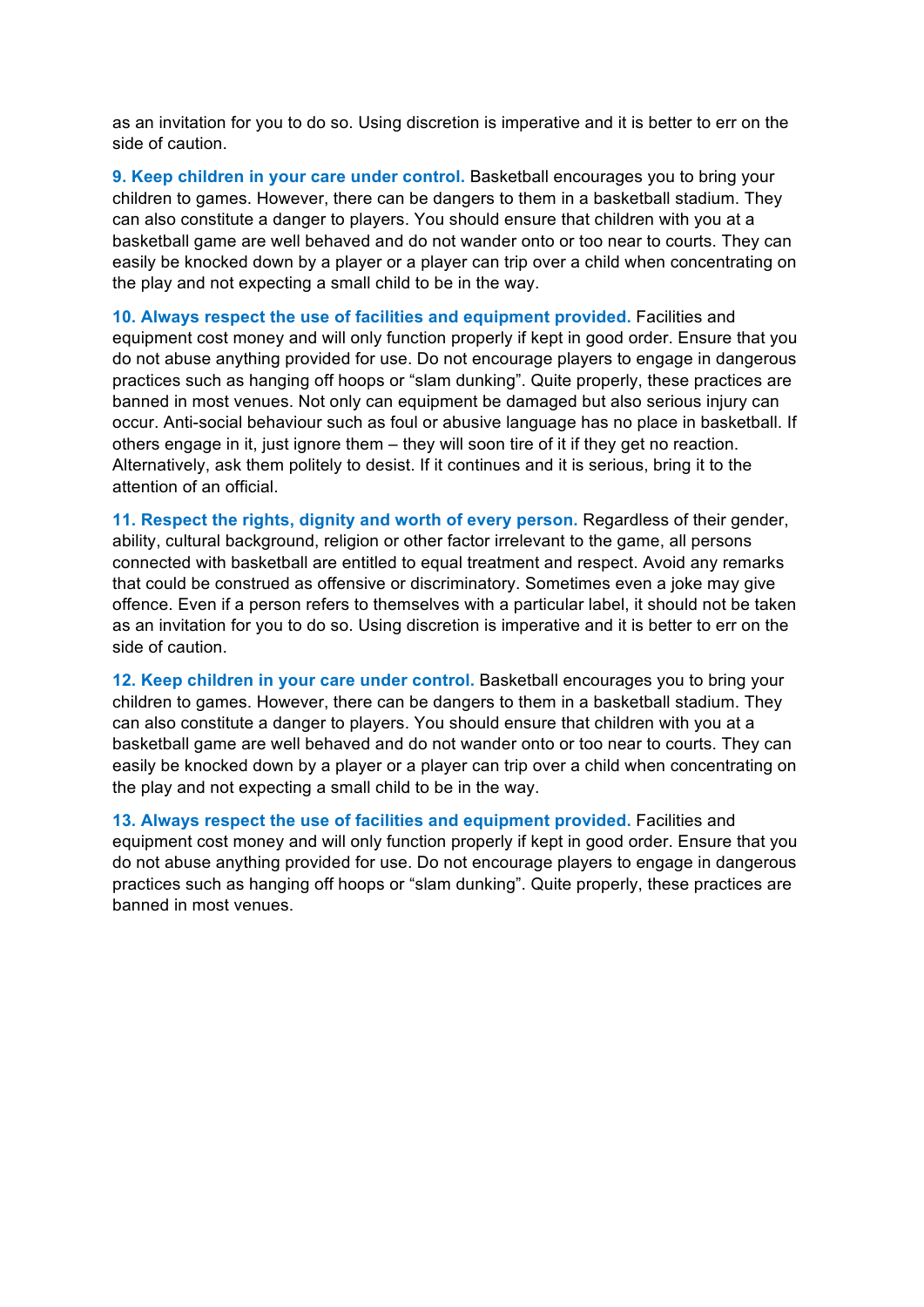as an invitation for you to do so. Using discretion is imperative and it is better to err on the side of caution.

**9. Keep children in your care under control.** Basketball encourages you to bring your children to games. However, there can be dangers to them in a basketball stadium. They can also constitute a danger to players. You should ensure that children with you at a basketball game are well behaved and do not wander onto or too near to courts. They can easily be knocked down by a player or a player can trip over a child when concentrating on the play and not expecting a small child to be in the way.

**10. Always respect the use of facilities and equipment provided.** Facilities and equipment cost money and will only function properly if kept in good order. Ensure that you do not abuse anything provided for use. Do not encourage players to engage in dangerous practices such as hanging off hoops or "slam dunking". Quite properly, these practices are banned in most venues. Not only can equipment be damaged but also serious injury can occur. Anti-social behaviour such as foul or abusive language has no place in basketball. If others engage in it, just ignore them – they will soon tire of it if they get no reaction. Alternatively, ask them politely to desist. If it continues and it is serious, bring it to the attention of an official.

**11. Respect the rights, dignity and worth of every person.** Regardless of their gender, ability, cultural background, religion or other factor irrelevant to the game, all persons connected with basketball are entitled to equal treatment and respect. Avoid any remarks that could be construed as offensive or discriminatory. Sometimes even a joke may give offence. Even if a person refers to themselves with a particular label, it should not be taken as an invitation for you to do so. Using discretion is imperative and it is better to err on the side of caution.

**12. Keep children in your care under control.** Basketball encourages you to bring your children to games. However, there can be dangers to them in a basketball stadium. They can also constitute a danger to players. You should ensure that children with you at a basketball game are well behaved and do not wander onto or too near to courts. They can easily be knocked down by a player or a player can trip over a child when concentrating on the play and not expecting a small child to be in the way.

**13. Always respect the use of facilities and equipment provided.** Facilities and equipment cost money and will only function properly if kept in good order. Ensure that you do not abuse anything provided for use. Do not encourage players to engage in dangerous practices such as hanging off hoops or "slam dunking". Quite properly, these practices are banned in most venues.